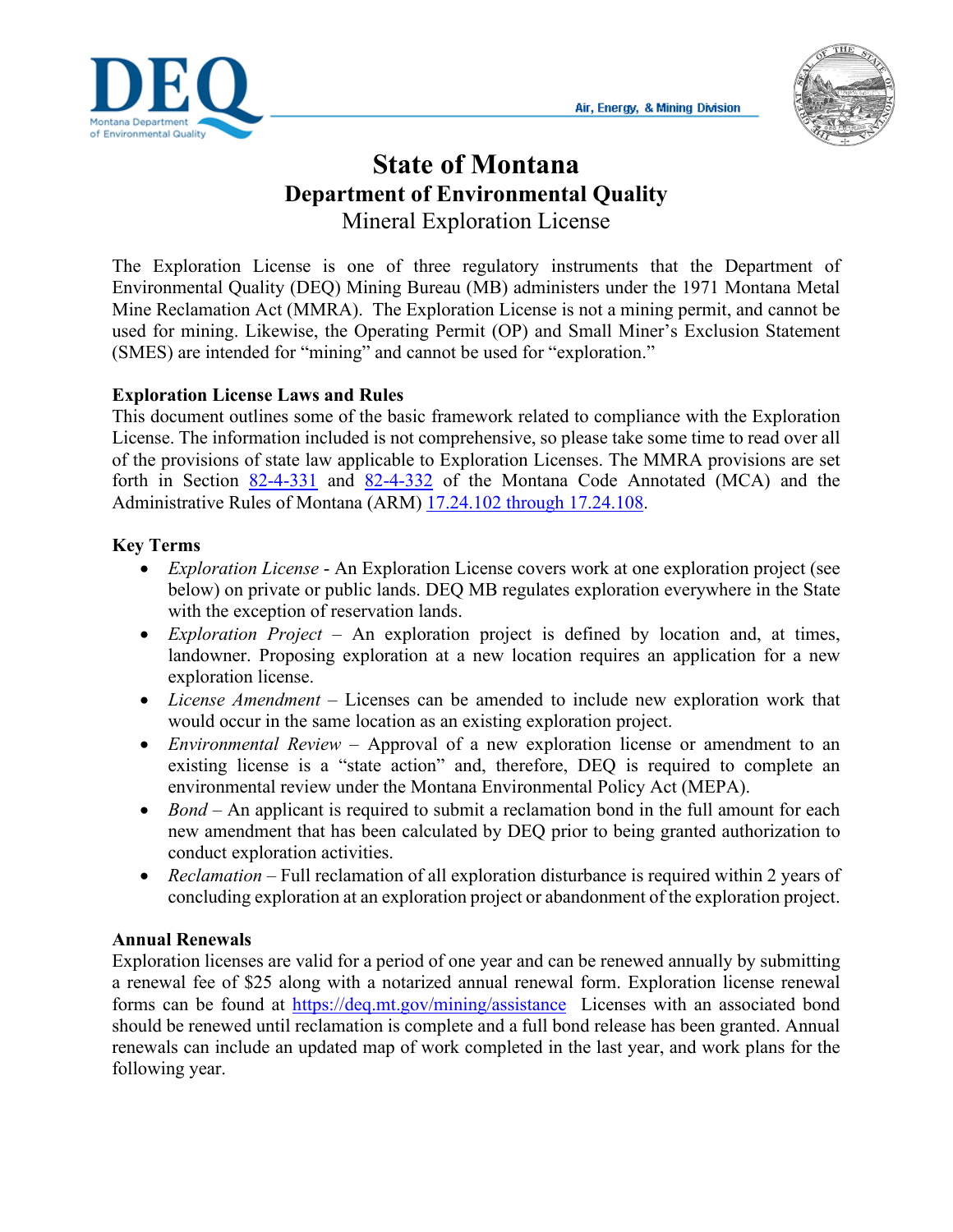Air, Energy, & Mining Division

# State of Montana

## Department of Environmental Quality

### Mineral Exploration License

The Exploration License is one of three regulatory instruments that the Department of Environmental Quality (DEQ) Mining Bureau (MB) administers under the 1971 Montana Metal Mine Reclamation Act (MMRA). The Exploration License is not a mining permit, and cannot be used for mining. Likewise, the Operating Permit (OP) and Small Miner's Exclusion Statement (SMES) are intended for "mining" and cannot be used for "exploration."

**Exploration License Laws and Rules**

This document outlines some of the basic framework related to compliance with the Exploration License. The information included is not comprehensive, so please take some time to read over all of the provisions of state law applicable to Exploration Licenses. The MMRA provisions are set forth in Section [82-4-331](82-4-331) and [82-4-332](82-4-332) of the Montana Code Annotated (MCA) and the Administrative Rules of Montana (ARM) [17.24.102 through 17.24.108](17.24.102 through 17.24.108).

**Key Terms**

- *Exploration License* - An Exploration License covers work at one exploration project (see below) on private or public lands. DEQ MB regulates exploration everywhere in the State with the exception of reservation lands.
- *Exploration Project* – An exploration project is defined by location and, at times, landowner. Proposing exploration at a new location requires an application for a new exploration license.
- *License Amendment* – Licenses can be amended to include new exploration work that would occur in the same location as an existing exploration project.
- *Environmental Review* – Approval of a new exploration license or amendment to an existing license is a "state action" and, therefore, DEQ is required to complete an environmental review under the Montana Environmental Policy Act (MEPA).
- *Bond* – An applicant is required to submit a reclamation bond in the full amount for each new amendment that has been calculated by DEQ prior to being granted authorization to conduct exploration activities.
- *Reclamation* – Full reclamation of all exploration disturbance is required within 2 years of concluding exploration at an exploration project or abandonment of the exploration project.

**Annual Renewals**

Exploration licenses are valid for a period of one year and can be renewed annually by submitting a renewal fee of $25 along with a notarized annual renewal form. Exploration license renewal forms can be found at [https://deq.mt.gov/mining/assistance](https://deq.mt.gov/mining/assistance) Licenses with an associated bond should be renewed until reclamation is complete and a full bond release has been granted. Annual renewals can include an updated map of work completed in the last year, and work plans for the following year.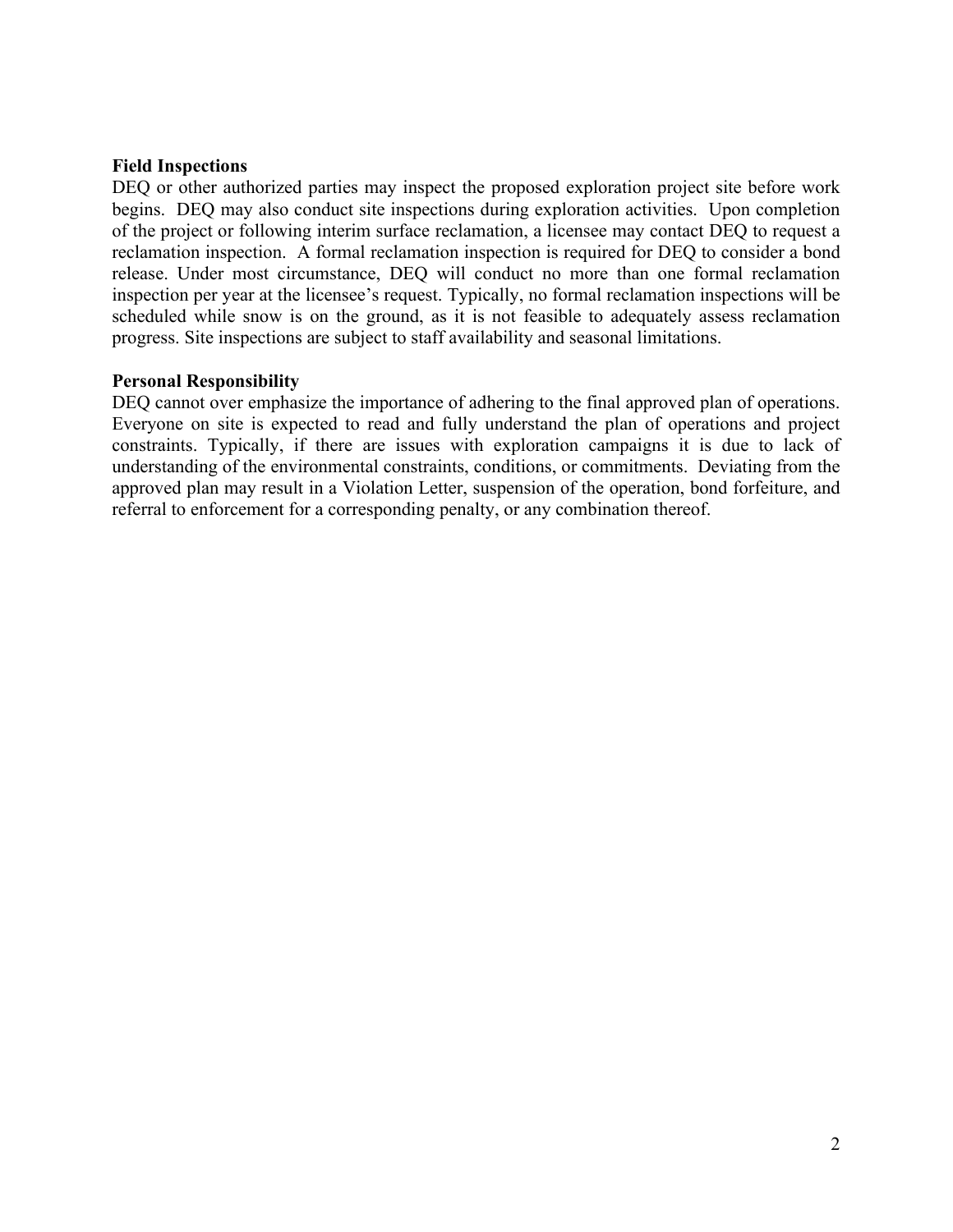**Field Inspections**

DEQ or other authorized parties may inspect the proposed exploration project site before work begins. DEQ may also conduct site inspections during exploration activities. Upon completion of the project or following interim surface reclamation, a licensee may contact DEQ to request a reclamation inspection. A formal reclamation inspection is required for DEQ to consider a bond release. Under most circumstance, DEQ will conduct no more than one formal reclamation inspection per year at the licensee's request. Typically, no formal reclamation inspections will be scheduled while snow is on the ground, as it is not feasible to adequately assess reclamation progress. Site inspections are subject to staff availability and seasonal limitations.

**Personal Responsibility**

DEQ cannot over emphasize the importance of adhering to the final approved plan of operations. Everyone on site is expected to read and fully understand the plan of operations and project constraints. Typically, if there are issues with exploration campaigns it is due to lack of understanding of the environmental constraints, conditions, or commitments. Deviating from the approved plan may result in a Violation Letter, suspension of the operation, bond forfeiture, and referral to enforcement for a corresponding penalty, or any combination thereof.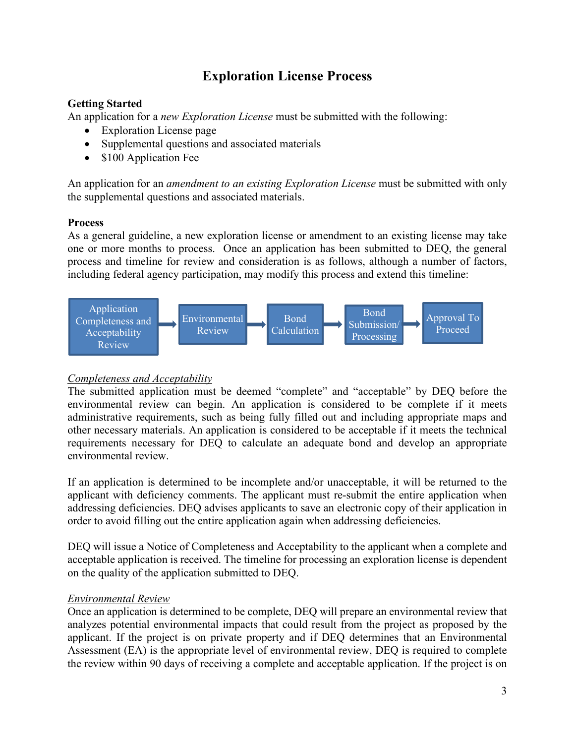# Exploration License Process

**Getting Started**

An application for a *new Exploration License* must be submitted with the following:

- Exploration License page
- Supplemental questions and associated materials
- $100 Application Fee

An application for an *amendment to an existing Exploration License* must be submitted with only the supplemental questions and associated materials.

**Process**

As a general guideline, a new exploration license or amendment to an existing license may take one or more months to process. Once an application has been submitted to DEQ, the general process and timeline for review and consideration is as follows, although a number of factors, including federal agency participation, may modify this process and extend this timeline:

Application Completeness and Acceptability Review → Environmental Review → Bond Calculation → Bond Submission/ Processing → Approval To Proceed

*Completeness and Acceptability*

The submitted application must be deemed "complete" and "acceptable" by DEQ before the environmental review can begin. An application is considered to be complete if it meets administrative requirements, such as being fully filled out and including appropriate maps and other necessary materials. An application is considered to be acceptable if it meets the technical requirements necessary for DEQ to calculate an adequate bond and develop an appropriate environmental review.

If an application is determined to be incomplete and/or unacceptable, it will be returned to the applicant with deficiency comments. The applicant must re-submit the entire application when addressing deficiencies. DEQ advises applicants to save an electronic copy of their application in order to avoid filling out the entire application again when addressing deficiencies.

DEQ will issue a Notice of Completeness and Acceptability to the applicant when a complete and acceptable application is received. The timeline for processing an exploration license is dependent on the quality of the application submitted to DEQ.

*Environmental Review*

Once an application is determined to be complete, DEQ will prepare an environmental review that analyzes potential environmental impacts that could result from the project as proposed by the applicant. If the project is on private property and if DEQ determines that an Environmental Assessment (EA) is the appropriate level of environmental review, DEQ is required to complete the review within 90 days of receiving a complete and acceptable application. If the project is on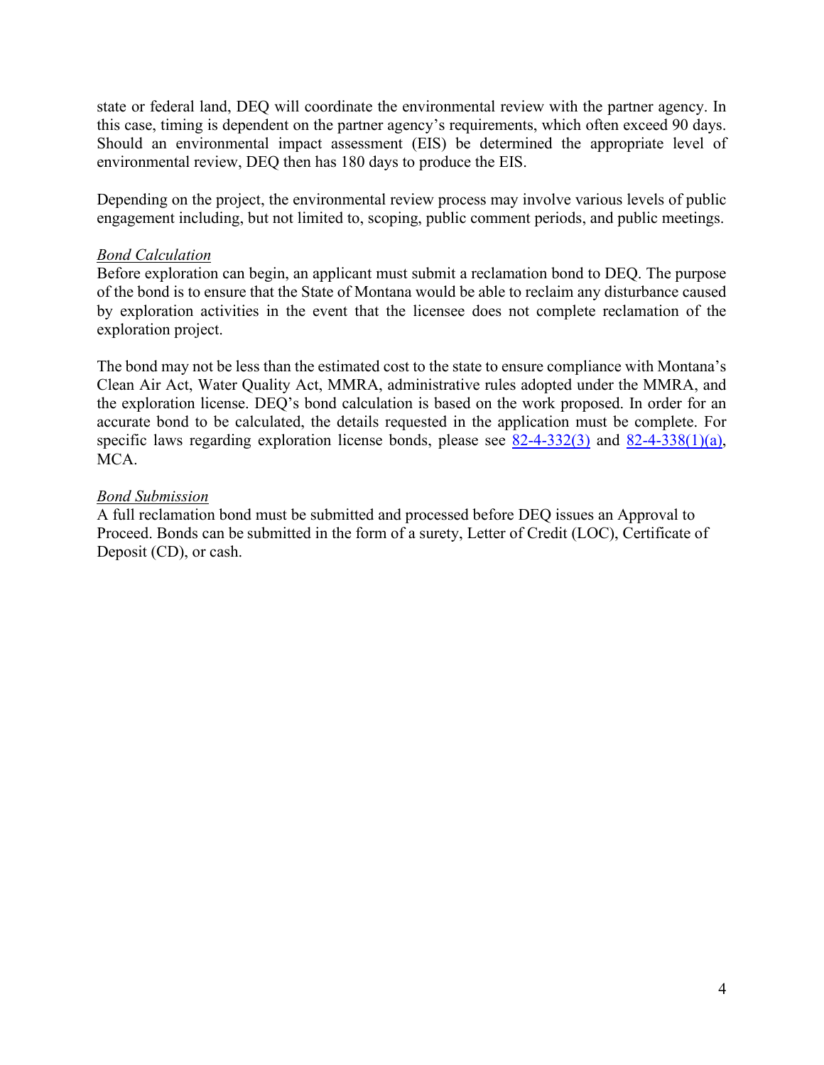state or federal land, DEQ will coordinate the environmental review with the partner agency. In this case, timing is dependent on the partner agency's requirements, which often exceed 90 days. Should an environmental impact assessment (EIS) be determined the appropriate level of environmental review, DEQ then has 180 days to produce the EIS.

Depending on the project, the environmental review process may involve various levels of public engagement including, but not limited to, scoping, public comment periods, and public meetings.

*Bond Calculation*

Before exploration can begin, an applicant must submit a reclamation bond to DEQ. The purpose of the bond is to ensure that the State of Montana would be able to reclaim any disturbance caused by exploration activities in the event that the licensee does not complete reclamation of the exploration project.

The bond may not be less than the estimated cost to the state to ensure compliance with Montana's Clean Air Act, Water Quality Act, MMRA, administrative rules adopted under the MMRA, and the exploration license. DEQ's bond calculation is based on the work proposed. In order for an accurate bond to be calculated, the details requested in the application must be complete. For specific laws regarding exploration license bonds, please see 82-4-332(3) and 82-4-338(1)(a), MCA.

*Bond Submission*

A full reclamation bond must be submitted and processed before DEQ issues an Approval to Proceed. Bonds can be submitted in the form of a surety, Letter of Credit (LOC), Certificate of Deposit (CD), or cash.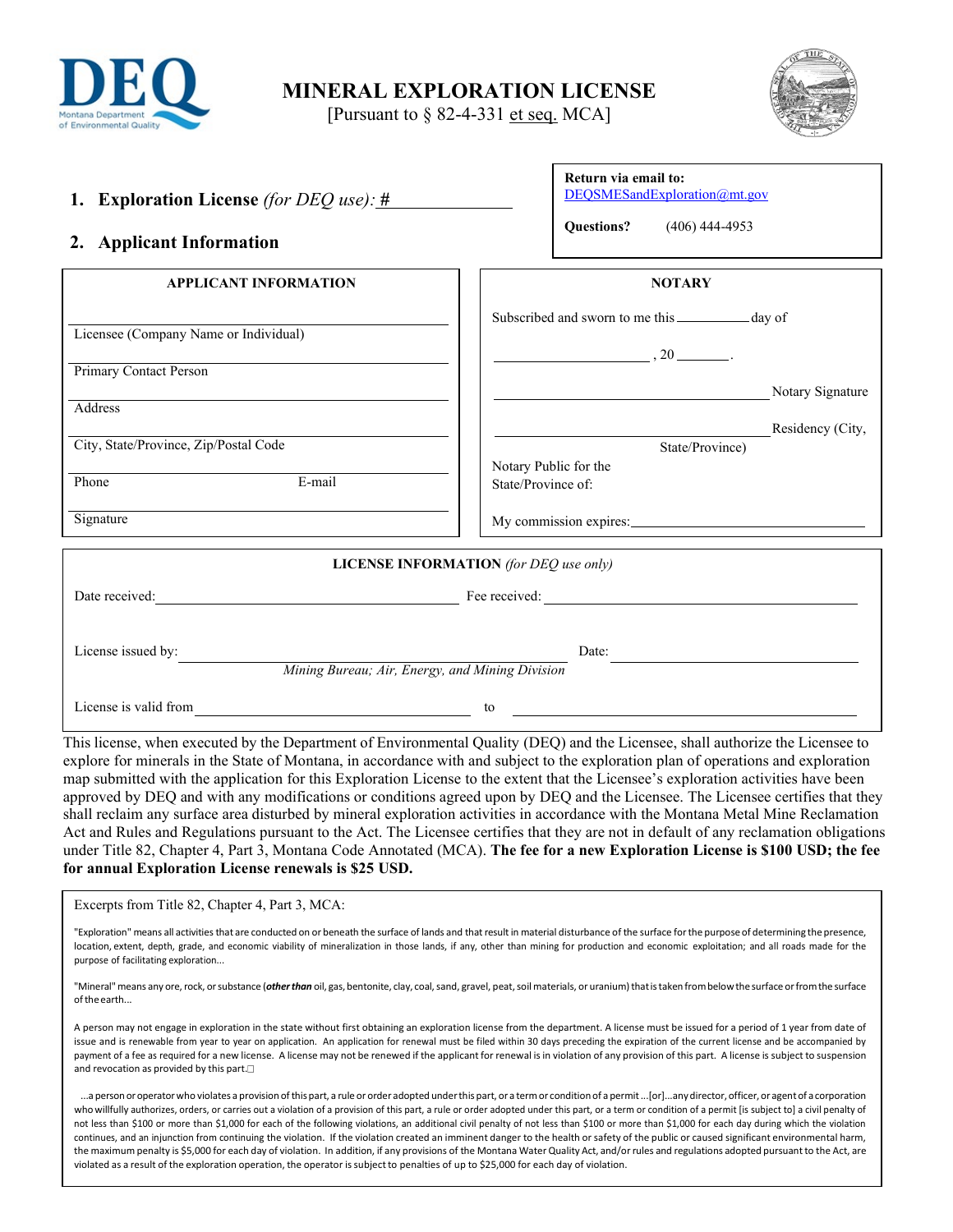# MINERAL EXPLORATION LICENSE

[Pursuant to § 82-4-331 et seq. MCA]

**Return via email to:** DEQSMESandExploration@mt.gov

**Questions?** (406) 444-4953

## 1. Exploration License *(for DEQ use)*: #______________

## 2. Applicant Information

| APPLICANT INFORMATION | NOTARY |
|---|---|
| Licensee (Company Name or Individual) | Subscribed and sworn to me this ________ day of ______________, 20 ______. |
| Primary Contact Person | ______________________ Notary Signature |
| Address | ______________________ Residency (City, State/Province) |
| City, State/Province, Zip/Postal Code | Notary Public for the State/Province of: |
| Phone E-mail | |
| Signature | My commission expires: ______________________ |

**LICENSE INFORMATION** *(for DEQ use only)*

Date received: ______________________ Fee received: ______________________

License issued by: ______________________ Date: ______________________
*Mining Bureau; Air, Energy, and Mining Division*

License is valid from ______________________ to ______________________

This license, when executed by the Department of Environmental Quality (DEQ) and the Licensee, shall authorize the Licensee to explore for minerals in the State of Montana, in accordance with and subject to the exploration plan of operations and exploration map submitted with the application for this Exploration License to the extent that the Licensee's exploration activities have been approved by DEQ and with any modifications or conditions agreed upon by DEQ and the Licensee. The Licensee certifies that they shall reclaim any surface area disturbed by mineral exploration activities in accordance with the Montana Metal Mine Reclamation Act and Rules and Regulations pursuant to the Act. The Licensee certifies that they are not in default of any reclamation obligations under Title 82, Chapter 4, Part 3, Montana Code Annotated (MCA). **The fee for a new Exploration License is $100 USD; the fee for annual Exploration License renewals is $25 USD.**

Excerpts from Title 82, Chapter 4, Part 3, MCA:

"Exploration" means all activities that are conducted on or beneath the surface of lands and that result in material disturbance of the surface for the purpose of determining the presence, location, extent, depth, grade, and economic viability of mineralization in those lands, if any, other than mining for production and economic exploitation; and all roads made for the purpose of facilitating exploration...

"Mineral" means any ore, rock, or substance (***other than*** oil, gas, bentonite, clay, coal, sand, gravel, peat, soil materials, or uranium) that is taken from below the surface or from the surface of the earth...

A person may not engage in exploration in the state without first obtaining an exploration license from the department. A license must be issued for a period of 1 year from date of issue and is renewable from year to year on application. An application for renewal must be filed within 30 days preceding the expiration of the current license and be accompanied by payment of a fee as required for a new license. A license may not be renewed if the applicant for renewal is in violation of any provision of this part. A license is subject to suspension and revocation as provided by this part.□

...a person or operator who violates a provision of this part, a rule or order adopted under this part, or a term or condition of a permit ...[or]...any director, officer, or agent of a corporation who willfully authorizes, orders, or carries out a violation of a provision of this part, a rule or order adopted under this part, or a term or condition of a permit [is subject to] a civil penalty of not less than $100 or more than $1,000 for each of the following violations, an additional civil penalty of not less than $100 or more than $1,000 for each day during which the violation continues, and an injunction from continuing the violation. If the violation created an imminent danger to the health or safety of the public or caused significant environmental harm, the maximum penalty is $5,000 for each day of violation. In addition, if any provisions of the Montana Water Quality Act, and/or rules and regulations adopted pursuant to the Act, are violated as a result of the exploration operation, the operator is subject to penalties of up to $25,000 for each day of violation.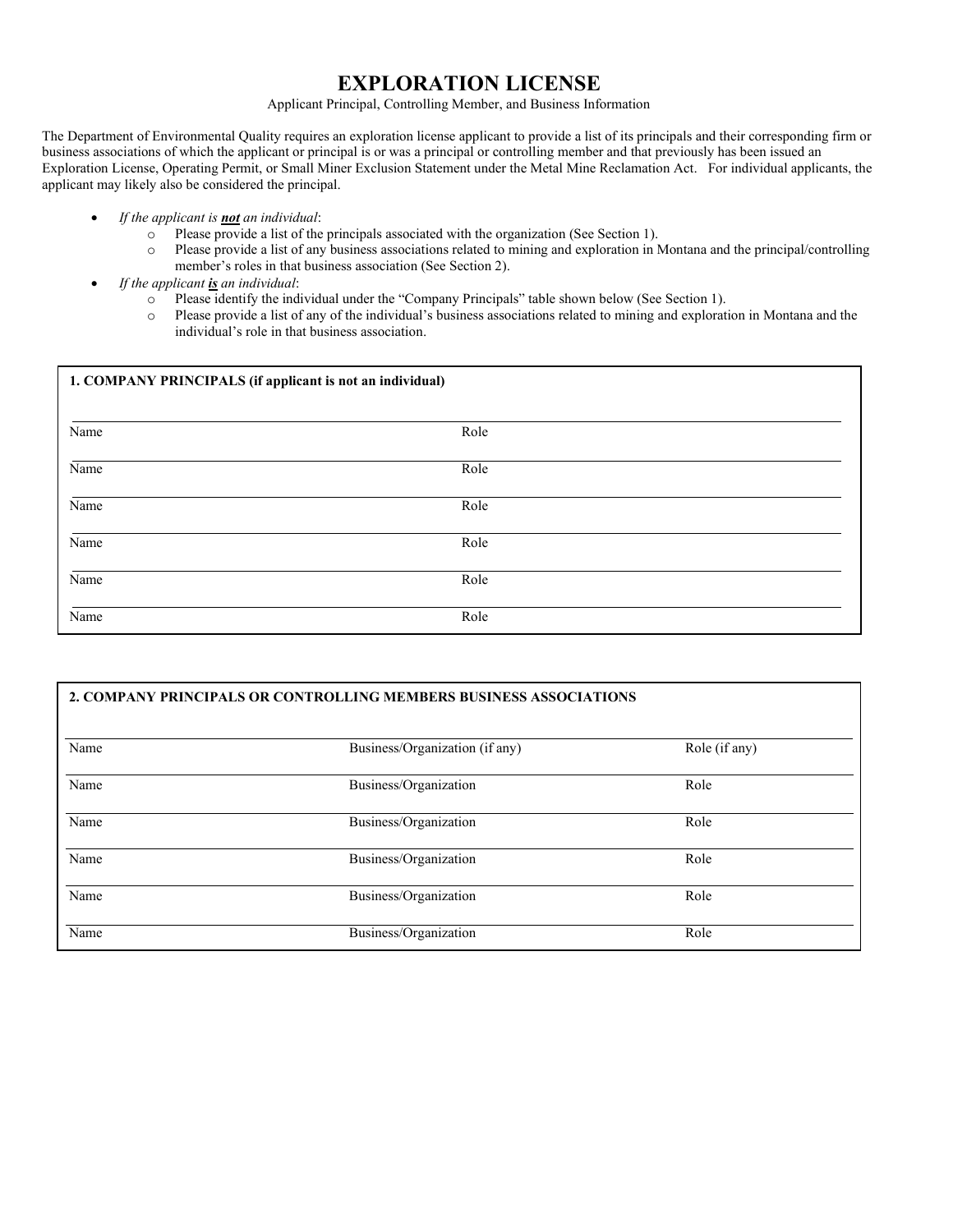# EXPLORATION LICENSE

Applicant Principal, Controlling Member, and Business Information

The Department of Environmental Quality requires an exploration license applicant to provide a list of its principals and their corresponding firm or business associations of which the applicant or principal is or was a principal or controlling member and that previously has been issued an Exploration License, Operating Permit, or Small Miner Exclusion Statement under the Metal Mine Reclamation Act. For individual applicants, the applicant may likely also be considered the principal.

- *If the applicant is* ***not*** *an individual*:
  - Please provide a list of the principals associated with the organization (See Section 1).
  - Please provide a list of any business associations related to mining and exploration in Montana and the principal/controlling member's roles in that business association (See Section 2).
- *If the applicant* ***is*** *an individual*:
  - Please identify the individual under the "Company Principals" table shown below (See Section 1).
  - Please provide a list of any of the individual's business associations related to mining and exploration in Montana and the individual's role in that business association.

**1. COMPANY PRINCIPALS (if applicant is not an individual)**

| | |
|---|---|
| Name | Role |
| Name | Role |
| Name | Role |
| Name | Role |
| Name | Role |
| Name | Role |

**2. COMPANY PRINCIPALS OR CONTROLLING MEMBERS BUSINESS ASSOCIATIONS**

| | | |
|---|---|---|
| Name | Business/Organization (if any) | Role (if any) |
| Name | Business/Organization | Role |
| Name | Business/Organization | Role |
| Name | Business/Organization | Role |
| Name | Business/Organization | Role |
| Name | Business/Organization | Role |